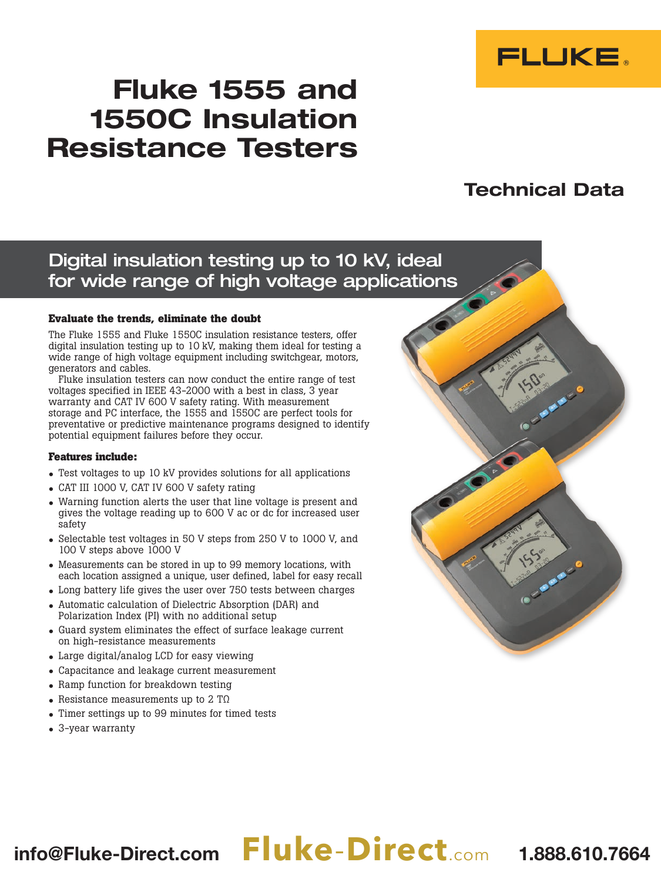FLUKE®

# Fluke 1555 and 1550C Insulation Resistance Testers

## Technical Data

## Digital insulation testing up to 10 kV, ideal for wide range of high voltage applications

### Evaluate the trends, eliminate the doubt

The Fluke 1555 and Fluke 1550C insulation resistance testers, offer digital insulation testing up to 10 kV, making them ideal for testing a wide range of high voltage equipment including switchgear, motors, generators and cables.

Fluke insulation testers can now conduct the entire range of test voltages specified in IEEE 43-2000 with a best in class, 3 year warranty and CAT IV 600 V safety rating. With measurement storage and PC interface, the 1555 and 1550C are perfect tools for preventative or predictive maintenance programs designed to identify potential equipment failures before they occur.

### Features include:

- Test voltages to up 10 kV provides solutions for all applications
- CAT III 1000 V, CAT IV 600 V safety rating
- Warning function alerts the user that line voltage is present and gives the voltage reading up to 600 V ac or dc for increased user safety
- Selectable test voltages in 50 V steps from 250 V to 1000 V, and 100 V steps above 1000 V
- Measurements can be stored in up to 99 memory locations, with each location assigned a unique, user defined, label for easy recall
- Long battery life gives the user over 750 tests between charges
- Automatic calculation of Dielectric Absorption (DAR) and Polarization Index (PI) with no additional setup
- Guard system eliminates the effect of surface leakage current on high-resistance measurements
- Large digital/analog LCD for easy viewing
- Capacitance and leakage current measurement
- Ramp function for breakdown testing
- Resistance measurements up to 2 TΩ
- Timer settings up to 99 minutes for timed tests
- 3-year warranty

info@Fluke-Direct.com Fluke-Direct.com 1.888.610.7664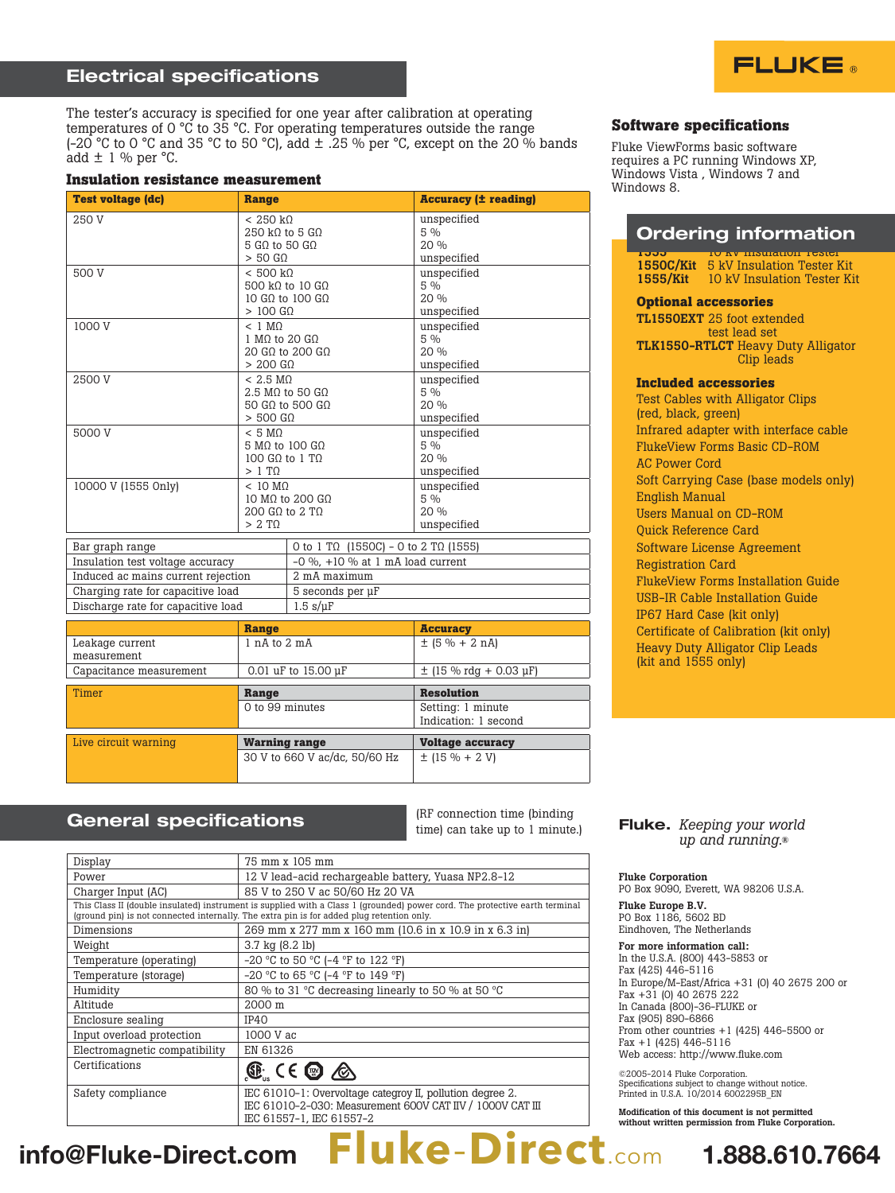## Electrical specifications

The tester's accuracy is specified for one year after calibration at operating temperatures of 0 °C to 35 °C. For operating temperatures outside the range (-20 °C to 0 °C and 35 °C to 50 °C), add ± .25 % per °C, except on the 20 % bands add ± 1 % per °C.

### Insulation resistance measurement

| Test voltage (dc) | Range | Accuracy (± reading) |
|---|---|---|
| 250 V | < 250 kΩ<br>250 kΩ to 5 GΩ<br>5 GΩ to 50 GΩ<br>> 50 GΩ | unspecified<br>5 %<br>20 %<br>unspecified |
| 500 V | < 500 kΩ<br>500 kΩ to 10 GΩ<br>10 GΩ to 100 GΩ<br>> 100 GΩ | unspecified<br>5 %<br>20 %<br>unspecified |
| 1000 V | < 1 MΩ<br>1 MΩ to 20 GΩ<br>20 GΩ to 200 GΩ<br>> 200 GΩ | unspecified<br>5 %<br>20 %<br>unspecified |
| 2500 V | < 2.5 MΩ<br>2.5 MΩ to 50 GΩ<br>50 GΩ to 500 GΩ<br>> 500 GΩ | unspecified<br>5 %<br>20 %<br>unspecified |
| 5000 V | < 5 MΩ<br>5 MΩ to 100 GΩ<br>100 GΩ to 1 TΩ<br>> 1 TΩ | unspecified<br>5 %<br>20 %<br>unspecified |
| 10000 V (1555 Only) | < 10 MΩ<br>10 MΩ to 200 GΩ<br>200 GΩ to 2 TΩ<br>> 2 TΩ | unspecified<br>5 %<br>20 %<br>unspecified |

| | |
|---|---|
| Bar graph range | 0 to 1 TΩ (1550C) - 0 to 2 TΩ (1555) |
| Insulation test voltage accuracy | -0 %, +10 % at 1 mA load current |
| Induced ac mains current rejection | 2 mA maximum |
| Charging rate for capacitive load | 5 seconds per µF |
| Discharge rate for capacitive load | 1.5 s/µF |

| | Range | Accuracy |
|---|---|---|
| Leakage current measurement | 1 nA to 2 mA | ± (5 % + 2 nA) |
| Capacitance measurement | 0.01 uF to 15.00 µF | ± (15 % rdg + 0.03 µF) |

| Timer | Range | Resolution |
|---|---|---|
| | 0 to 99 minutes | Setting: 1 minute<br>Indication: 1 second |

| Live circuit warning | Warning range | Voltage accuracy |
|---|---|---|
| | 30 V to 660 V ac/dc, 50/60 Hz | ± (15 % + 2 V) |

## General specifications

(RF connection time (binding time) can take up to 1 minute.)

| | |
|---|---|
| Display | 75 mm x 105 mm |
| Power | 12 V lead-acid rechargeable battery, Yuasa NP2.8-12 |
| Charger Input (AC) | 85 V to 250 V ac 50/60 Hz 20 VA |
| This Class II (double insulated) instrument is supplied with a Class 1 (grounded) power cord. The protective earth terminal (ground pin) is not connected internally. The extra pin is for added plug retention only. | |
| Dimensions | 269 mm x 277 mm x 160 mm (10.6 in x 10.9 in x 6.3 in) |
| Weight | 3.7 kg (8.2 lb) |
| Temperature (operating) | -20 °C to 50 °C (-4 °F to 122 °F) |
| Temperature (storage) | -20 °C to 65 °C (-4 °F to 149 °F) |
| Humidity | 80 % to 31 °C decreasing linearly to 50 % at 50 °C |
| Altitude | 2000 m |
| Enclosure sealing | IP40 |
| Input overload protection | 1000 V ac |
| Electromagnetic compatibility | EN 61326 |
| Certifications | |
| Safety compliance | IEC 61010-1: Overvoltage categroy II, pollution degree 2.<br>IEC 61010-2-030: Measurement 600V CAT IV / 1000V CAT III<br>IEC 61557-1, IEC 61557-2 |

### Software specifications

Fluke ViewForms basic software requires a PC running Windows XP, Windows Vista , Windows 7 and Windows 8.

## Ordering information

**1555** 10 kV Insulation Tester
**1550C/Kit** 5 kV Insulation Tester Kit
**1555/Kit** 10 kV Insulation Tester Kit

### Optional accessories

**TL1550EXT** 25 foot extended test lead set
**TLK1550-RTLCT** Heavy Duty Alligator Clip leads

### Included accessories

- Test Cables with Alligator Clips (red, black, green)
- Infrared adapter with interface cable
- FlukeView Forms Basic CD-ROM
- AC Power Cord
- Soft Carrying Case (base models only)
- English Manual
- Users Manual on CD-ROM
- Quick Reference Card
- Software License Agreement
- Registration Card
- FlukeView Forms Installation Guide
- USB-IR Cable Installation Guide
- IP67 Hard Case (kit only)
- Certificate of Calibration (kit only)
- Heavy Duty Alligator Clip Leads (kit and 1555 only)

**Fluke.** *Keeping your world up and running.*®

**Fluke Corporation**
PO Box 9090, Everett, WA 98206 U.S.A.

**Fluke Europe B.V.**
PO Box 1186, 5602 BD
Eindhoven, The Netherlands

**For more information call:**
In the U.S.A. (800) 443-5853 or
Fax (425) 446-5116
In Europe/M-East/Africa +31 (0) 40 2675 200 or
Fax +31 (0) 40 2675 222
In Canada (800)-36-FLUKE or
Fax (905) 890-6866
From other countries +1 (425) 446-5500 or
Fax +1 (425) 446-5116
Web access: http://www.fluke.com

©2005-2014 Fluke Corporation.
Specifications subject to change without notice.
Printed in U.S.A. 10/2014 6002295B_EN

**Modification of this document is not permitted without written permission from Fluke Corporation.**

info@Fluke-Direct.com Fluke-Direct.com 1.888.610.7664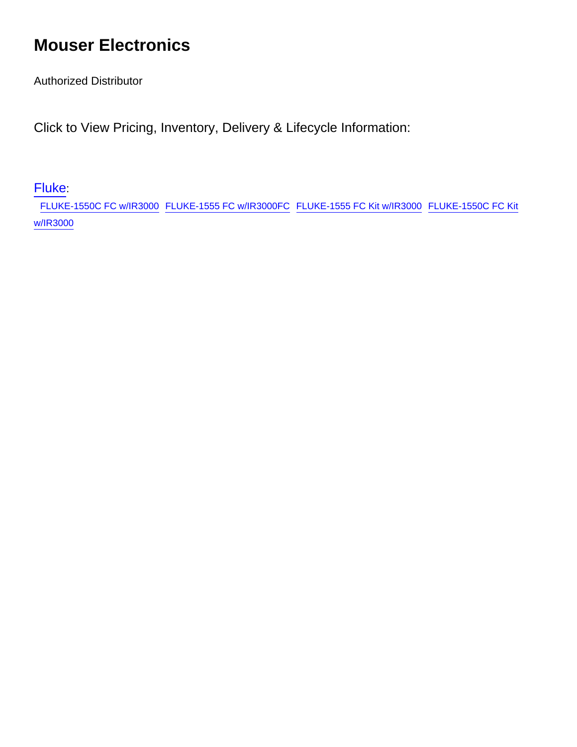# Mouser Electronics

Authorized Distributor

Click to View Pricing, Inventory, Delivery & Lifecycle Information:

Fluke:

FLUKE-1550C FC w/IR3000 FLUKE-1555 FC w/IR3000FC FLUKE-1555 FC Kit w/IR3000 FLUKE-1550C FC Kit w/IR3000